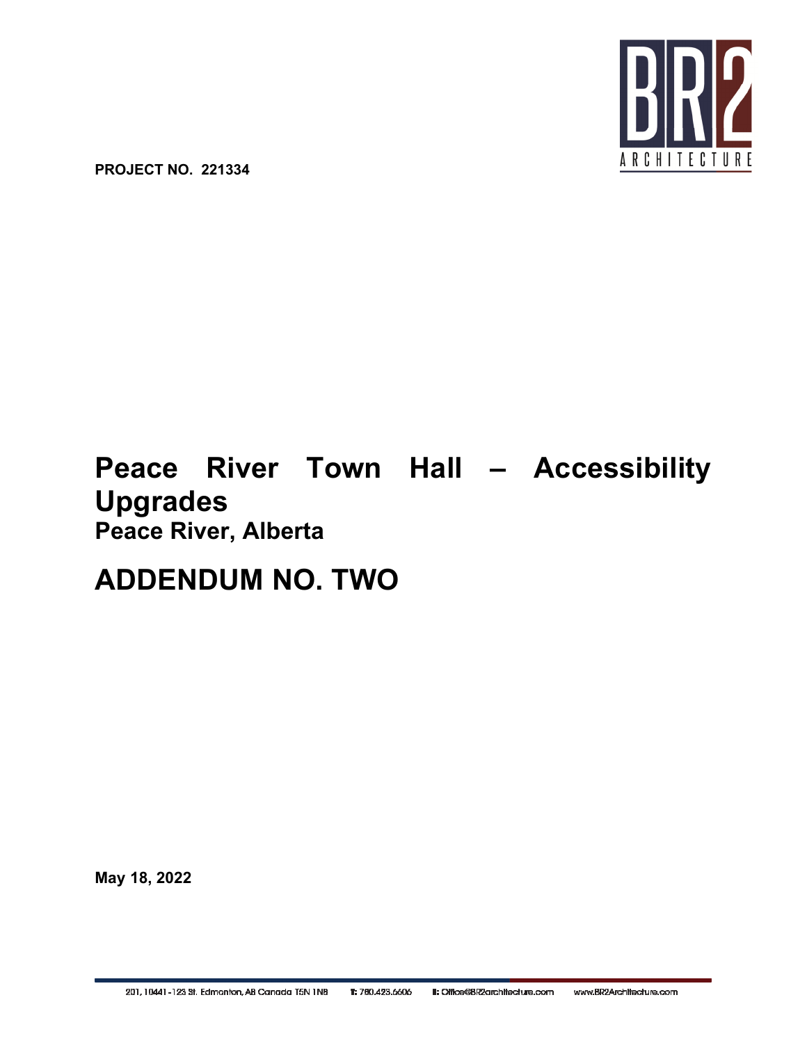PROJECT NO. 221334

# Peace River Town Hall – Accessibility Upgrades

## Peace River, Alberta

# ADDENDUM NO. TWO

May 18, 2022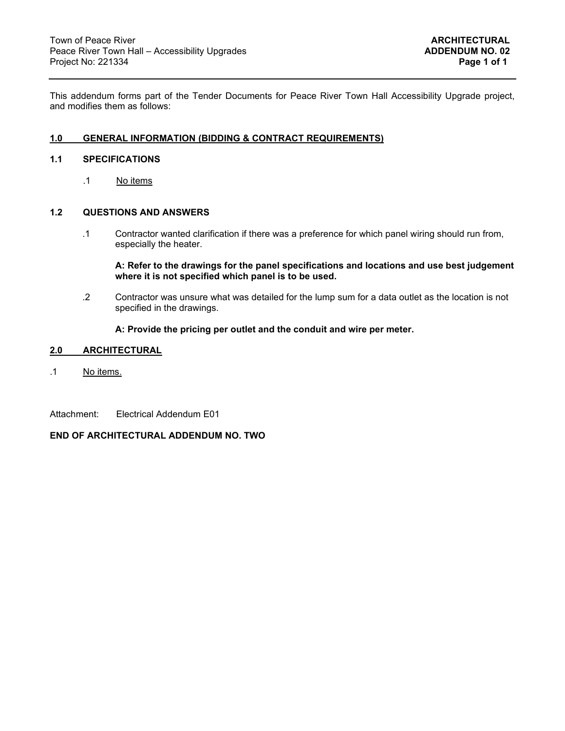Town of Peace River
Peace River Town Hall – Accessibility Upgrades
Project No: 221334

**ARCHITECTURAL ADDENDUM NO. 02**

This addendum forms part of the Tender Documents for Peace River Town Hall Accessibility Upgrade project, and modifies them as follows:

## 1.0 GENERAL INFORMATION (BIDDING & CONTRACT REQUIREMENTS)

### 1.1 SPECIFICATIONS

.1 No items

### 1.2 QUESTIONS AND ANSWERS

.1 Contractor wanted clarification if there was a preference for which panel wiring should run from, especially the heater.

**A: Refer to the drawings for the panel specifications and locations and use best judgement where it is not specified which panel is to be used.**

.2 Contractor was unsure what was detailed for the lump sum for a data outlet as the location is not specified in the drawings.

**A: Provide the pricing per outlet and the conduit and wire per meter.**

## 2.0 ARCHITECTURAL

.1 No items.

Attachment: Electrical Addendum E01

**END OF ARCHITECTURAL ADDENDUM NO. TWO**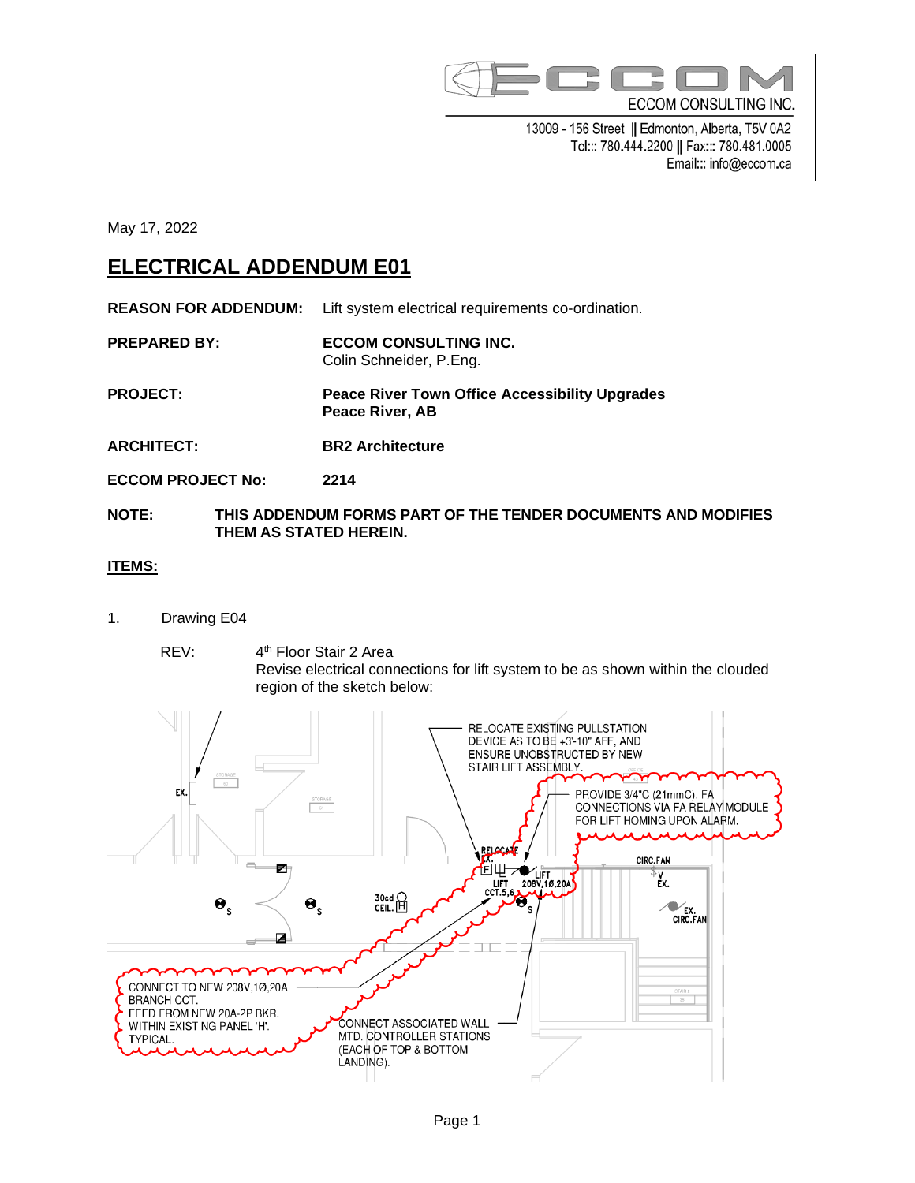ECCOM CONSULTING INC.

13009 - 156 Street || Edmonton, Alberta, T5V 0A2
Tel::: 780.444.2200 || Fax::: 780.481.0005
Email::: info@eccom.ca

May 17, 2022

# ELECTRICAL ADDENDUM E01

**REASON FOR ADDENDUM:** Lift system electrical requirements co-ordination.

**PREPARED BY:** **ECCOM CONSULTING INC.**
Colin Schneider, P.Eng.

**PROJECT:** **Peace River Town Office Accessibility Upgrades**
**Peace River, AB**

**ARCHITECT:** **BR2 Architecture**

**ECCOM PROJECT No:** **2214**

**NOTE:** **THIS ADDENDUM FORMS PART OF THE TENDER DOCUMENTS AND MODIFIES THEM AS STATED HEREIN.**

**ITEMS:**

1. Drawing E04

   REV: 4th Floor Stair 2 Area
   Revise electrical connections for lift system to be as shown within the clouded region of the sketch below:

RELOCATE EXISTING PULLSTATION DEVICE AS TO BE +3'-10" AFF, AND ENSURE UNOBSTRUCTED BY NEW STAIR LIFT ASSEMBLY.

PROVIDE 3/4"C (21mmC), FA CONNECTIONS VIA FA RELAY MODULE FOR LIFT HOMING UPON ALARM.

CONNECT TO NEW 208V,1Ø,20A BRANCH CCT. FEED FROM NEW 20A-2P BKR. WITHIN EXISTING PANEL 'H'. TYPICAL.

CONNECT ASSOCIATED WALL MTD. CONTROLLER STATIONS (EACH OF TOP & BOTTOM LANDING).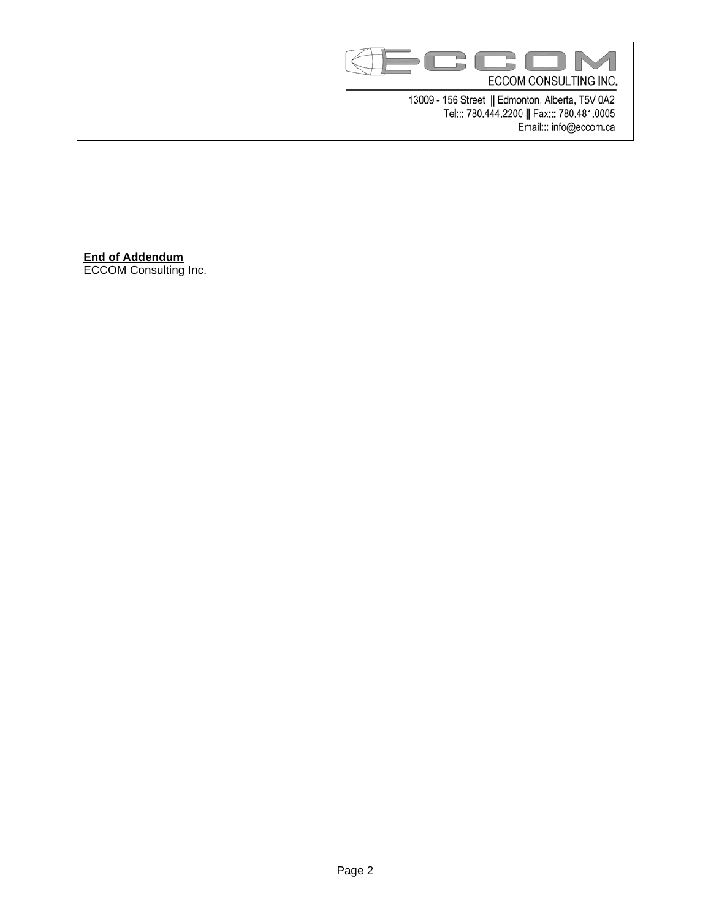**End of Addendum**
ECCOM Consulting Inc.